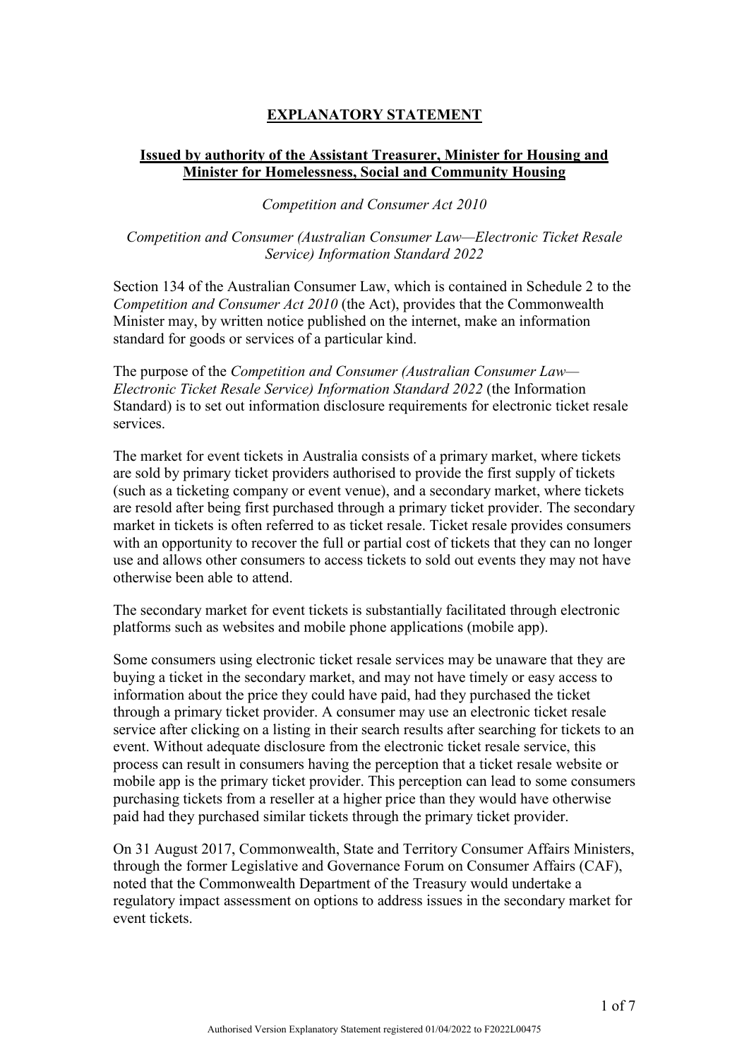# EXPLANATORY STATEMENT

## Issued by authority of the Assistant Treasurer, Minister for Housing and Minister for Homelessness, Social and Community Housing

*Competition and Consumer Act 2010*

*Competition and Consumer (Australian Consumer Law—Electronic Ticket Resale Service) Information Standard 2022*

Section 134 of the Australian Consumer Law, which is contained in Schedule 2 to the *Competition and Consumer Act 2010* (the Act), provides that the Commonwealth Minister may, by written notice published on the internet, make an information standard for goods or services of a particular kind.

The purpose of the *Competition and Consumer (Australian Consumer Law—Electronic Ticket Resale Service) Information Standard 2022* (the Information Standard) is to set out information disclosure requirements for electronic ticket resale services.

The market for event tickets in Australia consists of a primary market, where tickets are sold by primary ticket providers authorised to provide the first supply of tickets (such as a ticketing company or event venue), and a secondary market, where tickets are resold after being first purchased through a primary ticket provider. The secondary market in tickets is often referred to as ticket resale. Ticket resale provides consumers with an opportunity to recover the full or partial cost of tickets that they can no longer use and allows other consumers to access tickets to sold out events they may not have otherwise been able to attend.

The secondary market for event tickets is substantially facilitated through electronic platforms such as websites and mobile phone applications (mobile app).

Some consumers using electronic ticket resale services may be unaware that they are buying a ticket in the secondary market, and may not have timely or easy access to information about the price they could have paid, had they purchased the ticket through a primary ticket provider. A consumer may use an electronic ticket resale service after clicking on a listing in their search results after searching for tickets to an event. Without adequate disclosure from the electronic ticket resale service, this process can result in consumers having the perception that a ticket resale website or mobile app is the primary ticket provider. This perception can lead to some consumers purchasing tickets from a reseller at a higher price than they would have otherwise paid had they purchased similar tickets through the primary ticket provider.

On 31 August 2017, Commonwealth, State and Territory Consumer Affairs Ministers, through the former Legislative and Governance Forum on Consumer Affairs (CAF), noted that the Commonwealth Department of the Treasury would undertake a regulatory impact assessment on options to address issues in the secondary market for event tickets.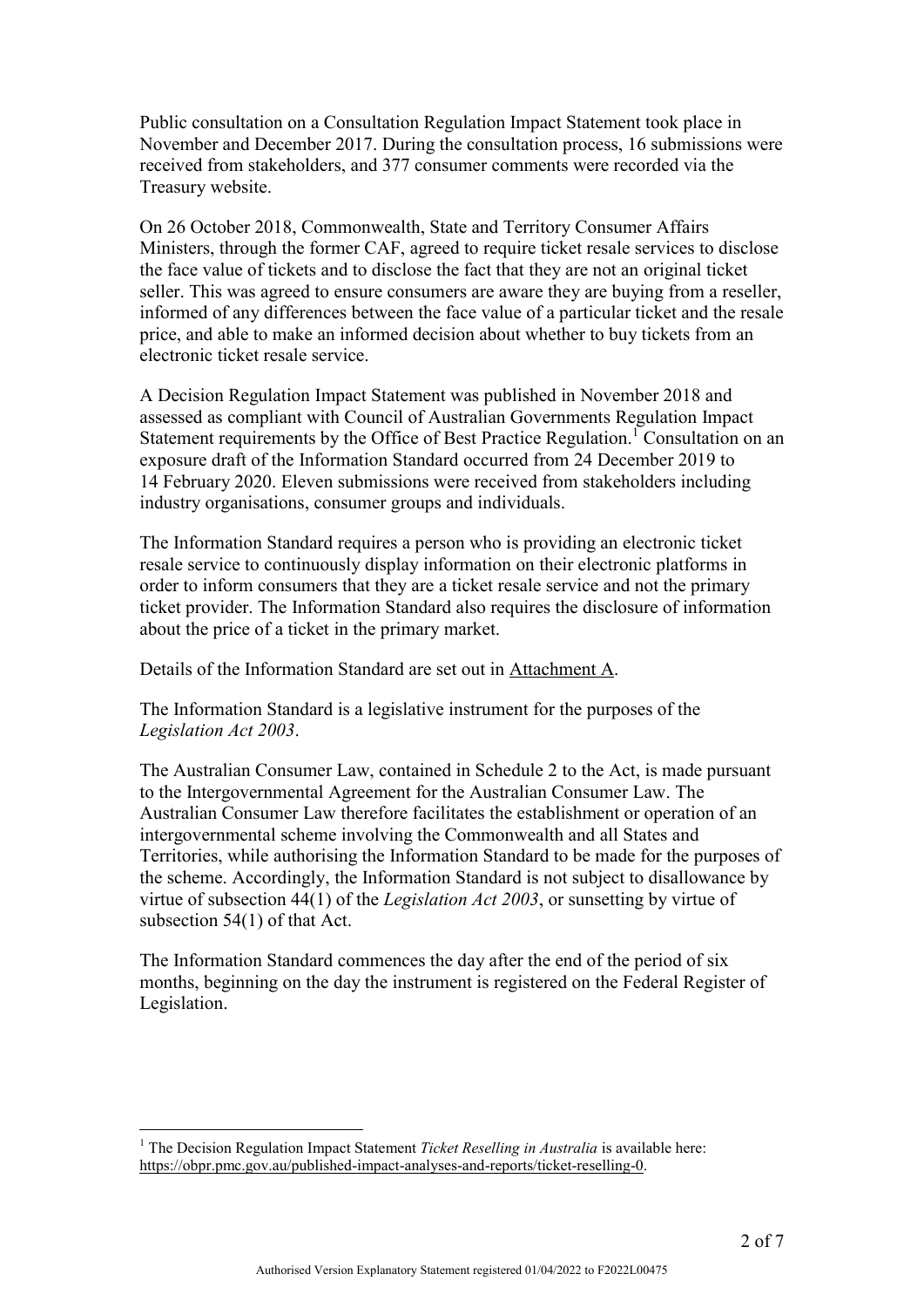Public consultation on a Consultation Regulation Impact Statement took place in November and December 2017. During the consultation process, 16 submissions were received from stakeholders, and 377 consumer comments were recorded via the Treasury website.

On 26 October 2018, Commonwealth, State and Territory Consumer Affairs Ministers, through the former CAF, agreed to require ticket resale services to disclose the face value of tickets and to disclose the fact that they are not an original ticket seller. This was agreed to ensure consumers are aware they are buying from a reseller, informed of any differences between the face value of a particular ticket and the resale price, and able to make an informed decision about whether to buy tickets from an electronic ticket resale service.

A Decision Regulation Impact Statement was published in November 2018 and assessed as compliant with Council of Australian Governments Regulation Impact Statement requirements by the Office of Best Practice Regulation.[1] Consultation on an exposure draft of the Information Standard occurred from 24 December 2019 to 14 February 2020. Eleven submissions were received from stakeholders including industry organisations, consumer groups and individuals.

The Information Standard requires a person who is providing an electronic ticket resale service to continuously display information on their electronic platforms in order to inform consumers that they are a ticket resale service and not the primary ticket provider. The Information Standard also requires the disclosure of information about the price of a ticket in the primary market.

Details of the Information Standard are set out in Attachment A.

The Information Standard is a legislative instrument for the purposes of the *Legislation Act 2003*.

The Australian Consumer Law, contained in Schedule 2 to the Act, is made pursuant to the Intergovernmental Agreement for the Australian Consumer Law. The Australian Consumer Law therefore facilitates the establishment or operation of an intergovernmental scheme involving the Commonwealth and all States and Territories, while authorising the Information Standard to be made for the purposes of the scheme. Accordingly, the Information Standard is not subject to disallowance by virtue of subsection 44(1) of the *Legislation Act 2003*, or sunsetting by virtue of subsection 54(1) of that Act.

The Information Standard commences the day after the end of the period of six months, beginning on the day the instrument is registered on the Federal Register of Legislation.

[1] The Decision Regulation Impact Statement *Ticket Reselling in Australia* is available here: https://obpr.pmc.gov.au/published-impact-analyses-and-reports/ticket-reselling-0.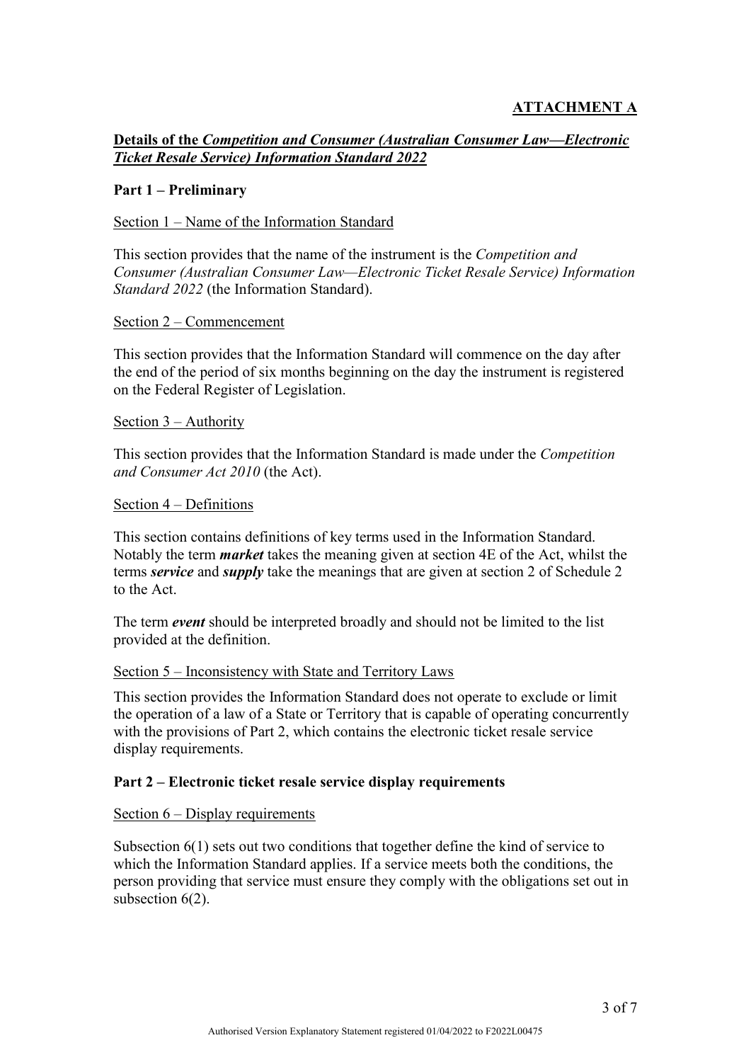**ATTACHMENT A**

**Details of the *Competition and Consumer (Australian Consumer Law—Electronic Ticket Resale Service) Information Standard 2022***

**Part 1 – Preliminary**

Section 1 – Name of the Information Standard

This section provides that the name of the instrument is the *Competition and Consumer (Australian Consumer Law—Electronic Ticket Resale Service) Information Standard 2022* (the Information Standard).

Section 2 – Commencement

This section provides that the Information Standard will commence on the day after the end of the period of six months beginning on the day the instrument is registered on the Federal Register of Legislation.

Section 3 – Authority

This section provides that the Information Standard is made under the *Competition and Consumer Act 2010* (the Act).

Section 4 – Definitions

This section contains definitions of key terms used in the Information Standard. Notably the term ***market*** takes the meaning given at section 4E of the Act, whilst the terms ***service*** and ***supply*** take the meanings that are given at section 2 of Schedule 2 to the Act.

The term ***event*** should be interpreted broadly and should not be limited to the list provided at the definition.

Section 5 – Inconsistency with State and Territory Laws

This section provides the Information Standard does not operate to exclude or limit the operation of a law of a State or Territory that is capable of operating concurrently with the provisions of Part 2, which contains the electronic ticket resale service display requirements.

**Part 2 – Electronic ticket resale service display requirements**

Section 6 – Display requirements

Subsection 6(1) sets out two conditions that together define the kind of service to which the Information Standard applies. If a service meets both the conditions, the person providing that service must ensure they comply with the obligations set out in subsection 6(2).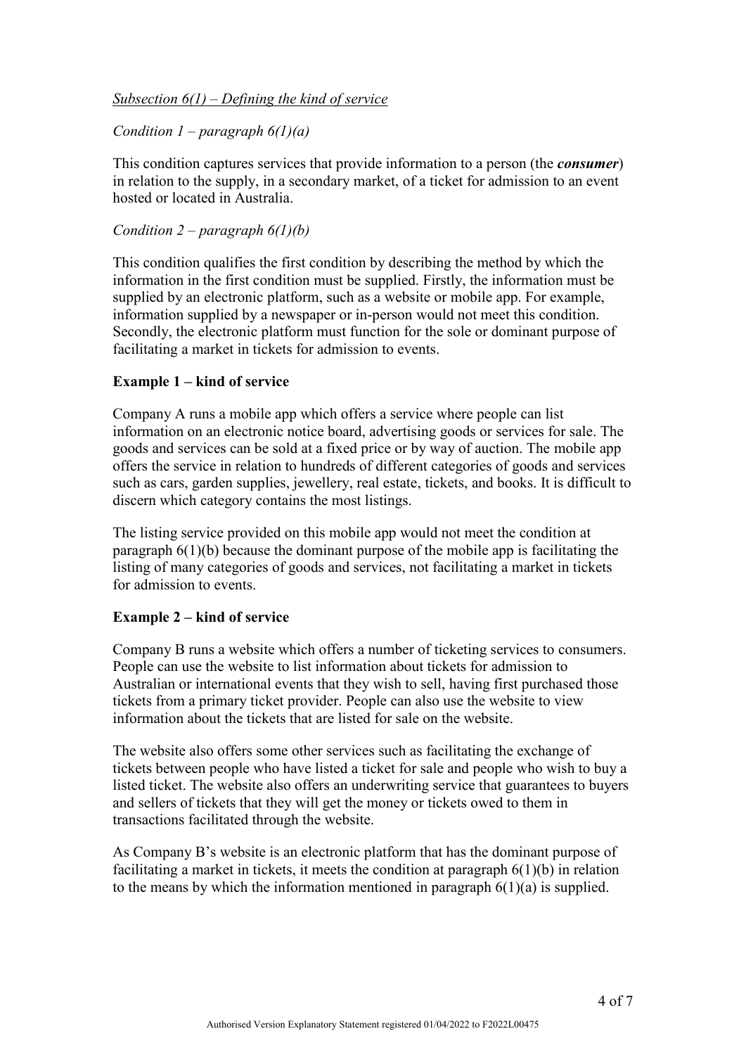*<u>Subsection 6(1) – Defining the kind of service</u>*

*Condition 1 – paragraph 6(1)(a)*

This condition captures services that provide information to a person (the ***consumer***) in relation to the supply, in a secondary market, of a ticket for admission to an event hosted or located in Australia.

*Condition 2 – paragraph 6(1)(b)*

This condition qualifies the first condition by describing the method by which the information in the first condition must be supplied. Firstly, the information must be supplied by an electronic platform, such as a website or mobile app. For example, information supplied by a newspaper or in-person would not meet this condition. Secondly, the electronic platform must function for the sole or dominant purpose of facilitating a market in tickets for admission to events.

**Example 1 – kind of service**

Company A runs a mobile app which offers a service where people can list information on an electronic notice board, advertising goods or services for sale. The goods and services can be sold at a fixed price or by way of auction. The mobile app offers the service in relation to hundreds of different categories of goods and services such as cars, garden supplies, jewellery, real estate, tickets, and books. It is difficult to discern which category contains the most listings.

The listing service provided on this mobile app would not meet the condition at paragraph 6(1)(b) because the dominant purpose of the mobile app is facilitating the listing of many categories of goods and services, not facilitating a market in tickets for admission to events.

**Example 2 – kind of service**

Company B runs a website which offers a number of ticketing services to consumers. People can use the website to list information about tickets for admission to Australian or international events that they wish to sell, having first purchased those tickets from a primary ticket provider. People can also use the website to view information about the tickets that are listed for sale on the website.

The website also offers some other services such as facilitating the exchange of tickets between people who have listed a ticket for sale and people who wish to buy a listed ticket. The website also offers an underwriting service that guarantees to buyers and sellers of tickets that they will get the money or tickets owed to them in transactions facilitated through the website.

As Company B's website is an electronic platform that has the dominant purpose of facilitating a market in tickets, it meets the condition at paragraph 6(1)(b) in relation to the means by which the information mentioned in paragraph 6(1)(a) is supplied.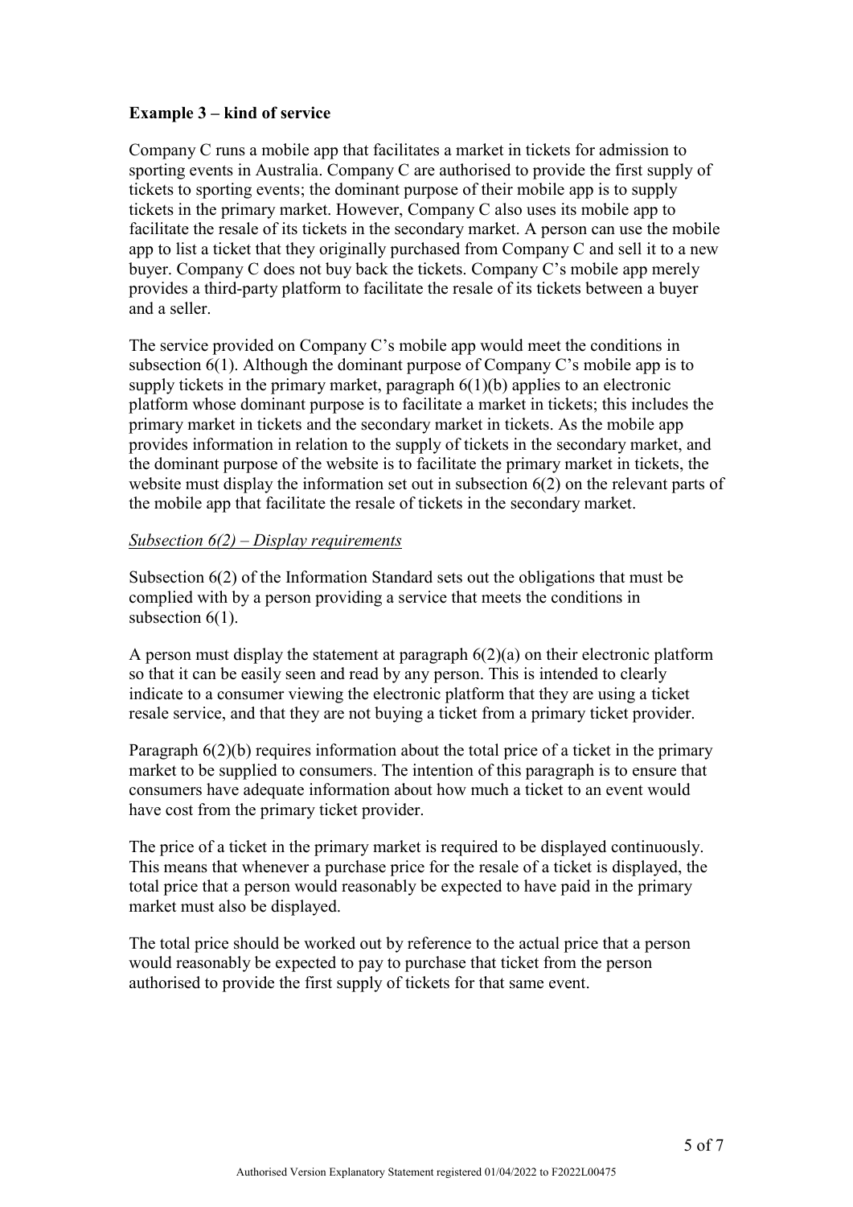**Example 3 – kind of service**

Company C runs a mobile app that facilitates a market in tickets for admission to sporting events in Australia. Company C are authorised to provide the first supply of tickets to sporting events; the dominant purpose of their mobile app is to supply tickets in the primary market. However, Company C also uses its mobile app to facilitate the resale of its tickets in the secondary market. A person can use the mobile app to list a ticket that they originally purchased from Company C and sell it to a new buyer. Company C does not buy back the tickets. Company C's mobile app merely provides a third-party platform to facilitate the resale of its tickets between a buyer and a seller.

The service provided on Company C's mobile app would meet the conditions in subsection 6(1). Although the dominant purpose of Company C's mobile app is to supply tickets in the primary market, paragraph 6(1)(b) applies to an electronic platform whose dominant purpose is to facilitate a market in tickets; this includes the primary market in tickets and the secondary market in tickets. As the mobile app provides information in relation to the supply of tickets in the secondary market, and the dominant purpose of the website is to facilitate the primary market in tickets, the website must display the information set out in subsection 6(2) on the relevant parts of the mobile app that facilitate the resale of tickets in the secondary market.

*Subsection 6(2) – Display requirements*

Subsection 6(2) of the Information Standard sets out the obligations that must be complied with by a person providing a service that meets the conditions in subsection 6(1).

A person must display the statement at paragraph 6(2)(a) on their electronic platform so that it can be easily seen and read by any person. This is intended to clearly indicate to a consumer viewing the electronic platform that they are using a ticket resale service, and that they are not buying a ticket from a primary ticket provider.

Paragraph 6(2)(b) requires information about the total price of a ticket in the primary market to be supplied to consumers. The intention of this paragraph is to ensure that consumers have adequate information about how much a ticket to an event would have cost from the primary ticket provider.

The price of a ticket in the primary market is required to be displayed continuously. This means that whenever a purchase price for the resale of a ticket is displayed, the total price that a person would reasonably be expected to have paid in the primary market must also be displayed.

The total price should be worked out by reference to the actual price that a person would reasonably be expected to pay to purchase that ticket from the person authorised to provide the first supply of tickets for that same event.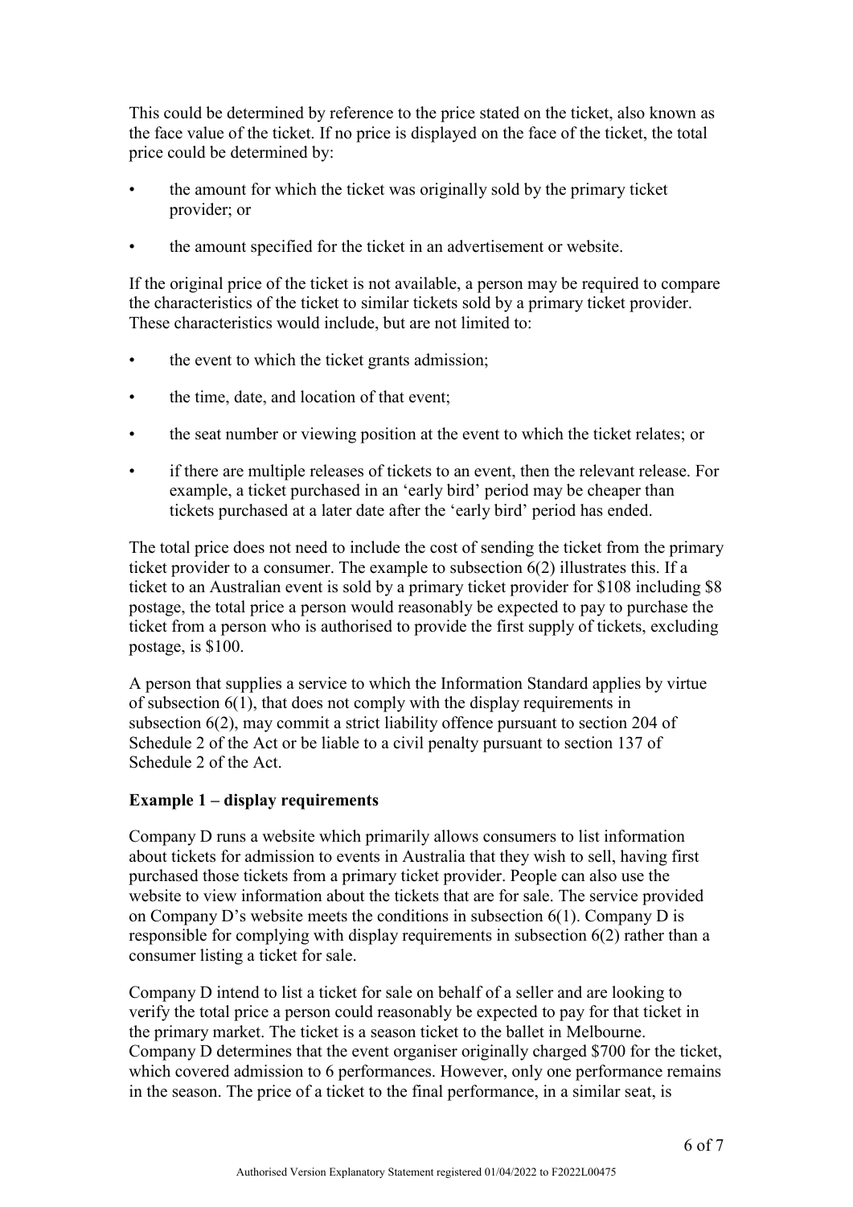This could be determined by reference to the price stated on the ticket, also known as the face value of the ticket. If no price is displayed on the face of the ticket, the total price could be determined by:

- the amount for which the ticket was originally sold by the primary ticket provider; or
- the amount specified for the ticket in an advertisement or website.

If the original price of the ticket is not available, a person may be required to compare the characteristics of the ticket to similar tickets sold by a primary ticket provider. These characteristics would include, but are not limited to:

- the event to which the ticket grants admission;
- the time, date, and location of that event;
- the seat number or viewing position at the event to which the ticket relates; or
- if there are multiple releases of tickets to an event, then the relevant release. For example, a ticket purchased in an 'early bird' period may be cheaper than tickets purchased at a later date after the 'early bird' period has ended.

The total price does not need to include the cost of sending the ticket from the primary ticket provider to a consumer. The example to subsection 6(2) illustrates this. If a ticket to an Australian event is sold by a primary ticket provider for $108 including $8 postage, the total price a person would reasonably be expected to pay to purchase the ticket from a person who is authorised to provide the first supply of tickets, excluding postage, is $100.

A person that supplies a service to which the Information Standard applies by virtue of subsection 6(1), that does not comply with the display requirements in subsection 6(2), may commit a strict liability offence pursuant to section 204 of Schedule 2 of the Act or be liable to a civil penalty pursuant to section 137 of Schedule 2 of the Act.

**Example 1 – display requirements**

Company D runs a website which primarily allows consumers to list information about tickets for admission to events in Australia that they wish to sell, having first purchased those tickets from a primary ticket provider. People can also use the website to view information about the tickets that are for sale. The service provided on Company D's website meets the conditions in subsection 6(1). Company D is responsible for complying with display requirements in subsection 6(2) rather than a consumer listing a ticket for sale.

Company D intend to list a ticket for sale on behalf of a seller and are looking to verify the total price a person could reasonably be expected to pay for that ticket in the primary market. The ticket is a season ticket to the ballet in Melbourne. Company D determines that the event organiser originally charged $700 for the ticket, which covered admission to 6 performances. However, only one performance remains in the season. The price of a ticket to the final performance, in a similar seat, is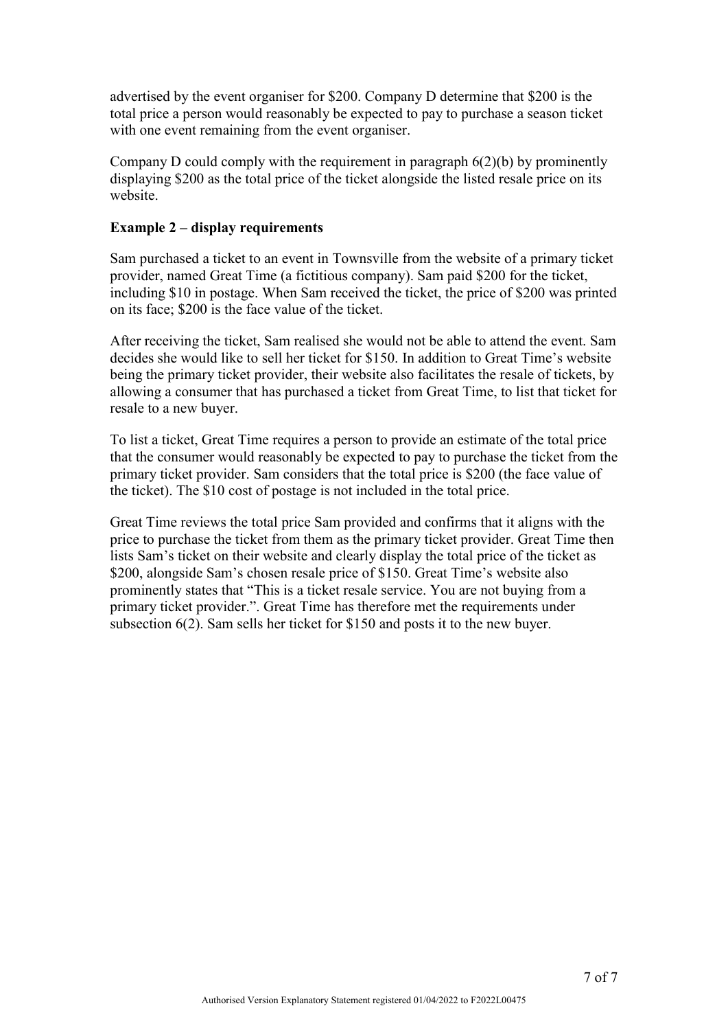advertised by the event organiser for $200. Company D determine that $200 is the total price a person would reasonably be expected to pay to purchase a season ticket with one event remaining from the event organiser.

Company D could comply with the requirement in paragraph 6(2)(b) by prominently displaying $200 as the total price of the ticket alongside the listed resale price on its website.

**Example 2 – display requirements**

Sam purchased a ticket to an event in Townsville from the website of a primary ticket provider, named Great Time (a fictitious company). Sam paid $200 for the ticket, including $10 in postage. When Sam received the ticket, the price of $200 was printed on its face; $200 is the face value of the ticket.

After receiving the ticket, Sam realised she would not be able to attend the event. Sam decides she would like to sell her ticket for $150. In addition to Great Time's website being the primary ticket provider, their website also facilitates the resale of tickets, by allowing a consumer that has purchased a ticket from Great Time, to list that ticket for resale to a new buyer.

To list a ticket, Great Time requires a person to provide an estimate of the total price that the consumer would reasonably be expected to pay to purchase the ticket from the primary ticket provider. Sam considers that the total price is $200 (the face value of the ticket). The $10 cost of postage is not included in the total price.

Great Time reviews the total price Sam provided and confirms that it aligns with the price to purchase the ticket from them as the primary ticket provider. Great Time then lists Sam's ticket on their website and clearly display the total price of the ticket as $200, alongside Sam's chosen resale price of $150. Great Time's website also prominently states that "This is a ticket resale service. You are not buying from a primary ticket provider.". Great Time has therefore met the requirements under subsection 6(2). Sam sells her ticket for $150 and posts it to the new buyer.